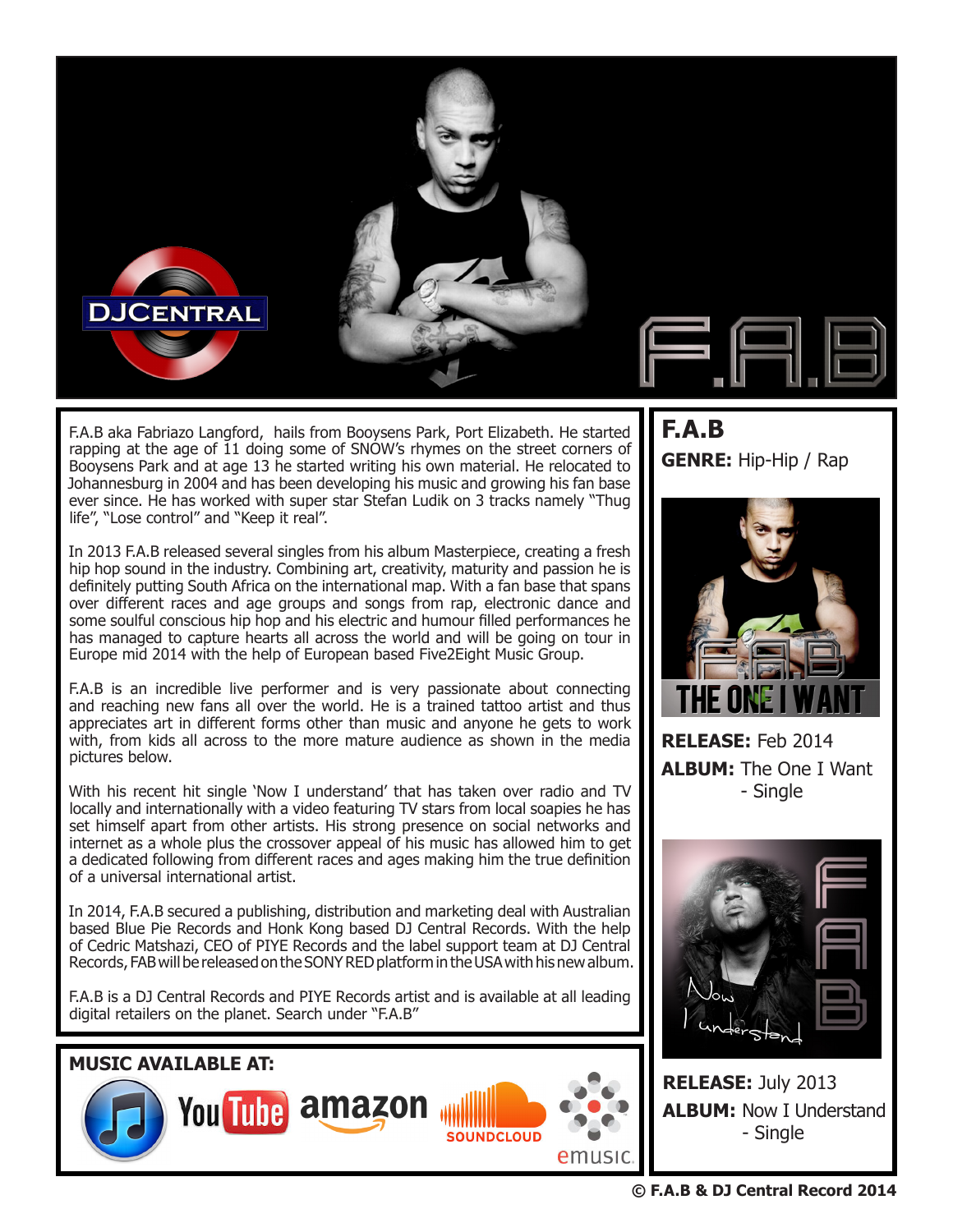F.A.B aka Fabriazo Langford, hails from Booysens Park, Port Elizabeth. He started rapping at the age of 11 doing some of SNOW's rhymes on the street corners of Booysens Park and at age 13 he started writing his own material. He relocated to Johannesburg in 2004 and has been developing his music and growing his fan base ever since. He has worked with super star Stefan Ludik on 3 tracks namely "Thug life", "Lose control" and "Keep it real".

In 2013 F.A.B released several singles from his album Masterpiece, creating a fresh hip hop sound in the industry. Combining art, creativity, maturity and passion he is definitely putting South Africa on the international map. With a fan base that spans over different races and age groups and songs from rap, electronic dance and some soulful conscious hip hop and his electric and humour filled performances he has managed to capture hearts all across the world and will be going on tour in Europe mid 2014 with the help of European based Five2Eight Music Group.

F.A.B is an incredible live performer and is very passionate about connecting and reaching new fans all over the world. He is a trained tattoo artist and thus appreciates art in different forms other than music and anyone he gets to work with, from kids all across to the more mature audience as shown in the media pictures below.

With his recent hit single 'Now I understand' that has taken over radio and TV locally and internationally with a video featuring TV stars from local soapies he has set himself apart from other artists. His strong presence on social networks and internet as a whole plus the crossover appeal of his music has allowed him to get a dedicated following from different races and ages making him the true definition of a universal international artist.

In 2014, F.A.B secured a publishing, distribution and marketing deal with Australian based Blue Pie Records and Honk Kong based DJ Central Records. With the help of Cedric Matshazi, CEO of PIYE Records and the label support team at DJ Central Records, FAB will be released on the SONY RED platform in the USA with his new album.

F.A.B is a DJ Central Records and PIYE Records artist and is available at all leading digital retailers on the planet. Search under "F.A.B"

**MUSIC AVAILABLE AT:**

## F.A.B

**GENRE:** Hip-Hip / Rap

**RELEASE:** Feb 2014
**ALBUM:** The One I Want - Single

**RELEASE:** July 2013
**ALBUM:** Now I Understand - Single

**© F.A.B & DJ Central Record 2014**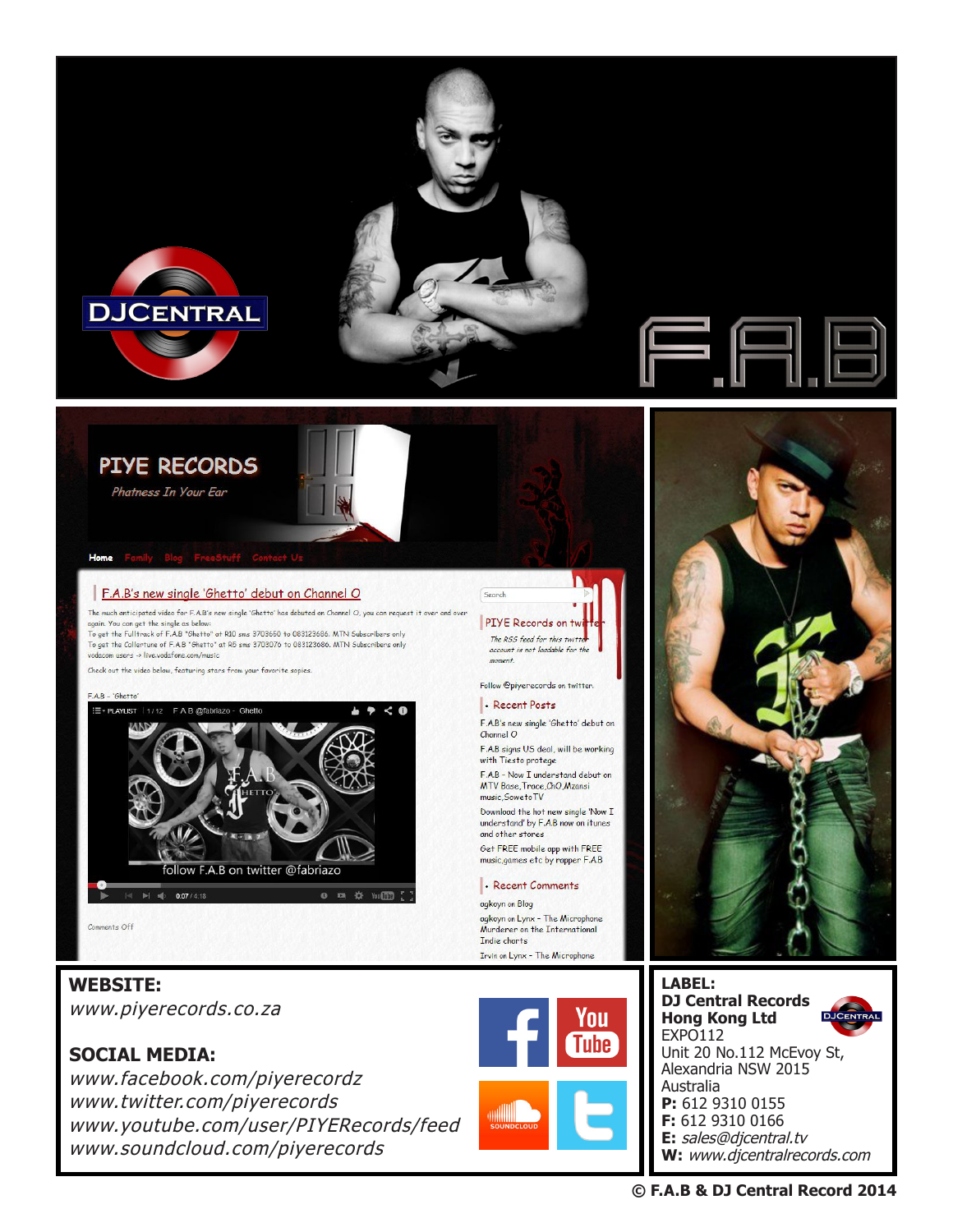DJCENTRAL

F.A.B

PIYE RECORDS

*Phatness In Your Ear*

Home Family Blog FreeStuff Contact Us

F.A.B's new single 'Ghetto' debut on Channel O

The much anticipated video for F.A.B's new single 'Ghetto' has debuted on Channel O, you can request it over and over again. You can get the single as below:
To get the Fulltrack of F.A.B "Ghetto" at R10 sms 3703650 to 083123686. MTN Subscribers only
To get the Calltune of F.A.B "Ghetto" at R5 sms 3703076 to 083123686. MTN Subscribers only
vodacom users -> live.vodafone.com/music

Check out the video below, featuring stars from your favorite soapies.

F.A.B - 'Ghetto'

PLAYLIST 1/12 F A B @fabriazo - Ghetto

follow F.A.B on twitter @fabriazo

0:07 / 4:18

Comments Off

Search

PIYE Records on twitter

The RSS feed for this twitter account is not loadable for the moment.

Follow @piyerecords on twitter.

Recent Posts

- F.A.B's new single 'Ghetto' debut on Channel O
- F.A.B signs US deal, will be working with Tiesto protege
- F.A.B - Now I understand debut on MTV Base, Trace, ChO, Mzansi music, SowetoTV
- Download the hot new single 'Now I understand' by F.A.B now on itunes and other stores
- Get FREE mobile app with FREE music,games etc by rapper F.A.B

Recent Comments

- agkoyn on Blog
- agkoyn on Lynx - The Microphone Murderer on the International Indie charts
- Irvin on Lynx - The Microphone

**WEBSITE:**
*www.piyerecords.co.za*

**SOCIAL MEDIA:**
*www.facebook.com/piyerecordz*
*www.twitter.com/piyerecords*
*www.youtube.com/user/PIYERecords/feed*
*www.soundcloud.com/piyerecords*

**LABEL:**
**DJ Central Records Hong Kong Ltd**
EXPO112
Unit 20 No.112 McEvoy St,
Alexandria NSW 2015
Australia
**P:** 612 9310 0155
**F:** 612 9310 0166
**E:** *sales@djcentral.tv*
**W:** *www.djcentralrecords.com*

**© F.A.B & DJ Central Record 2014**